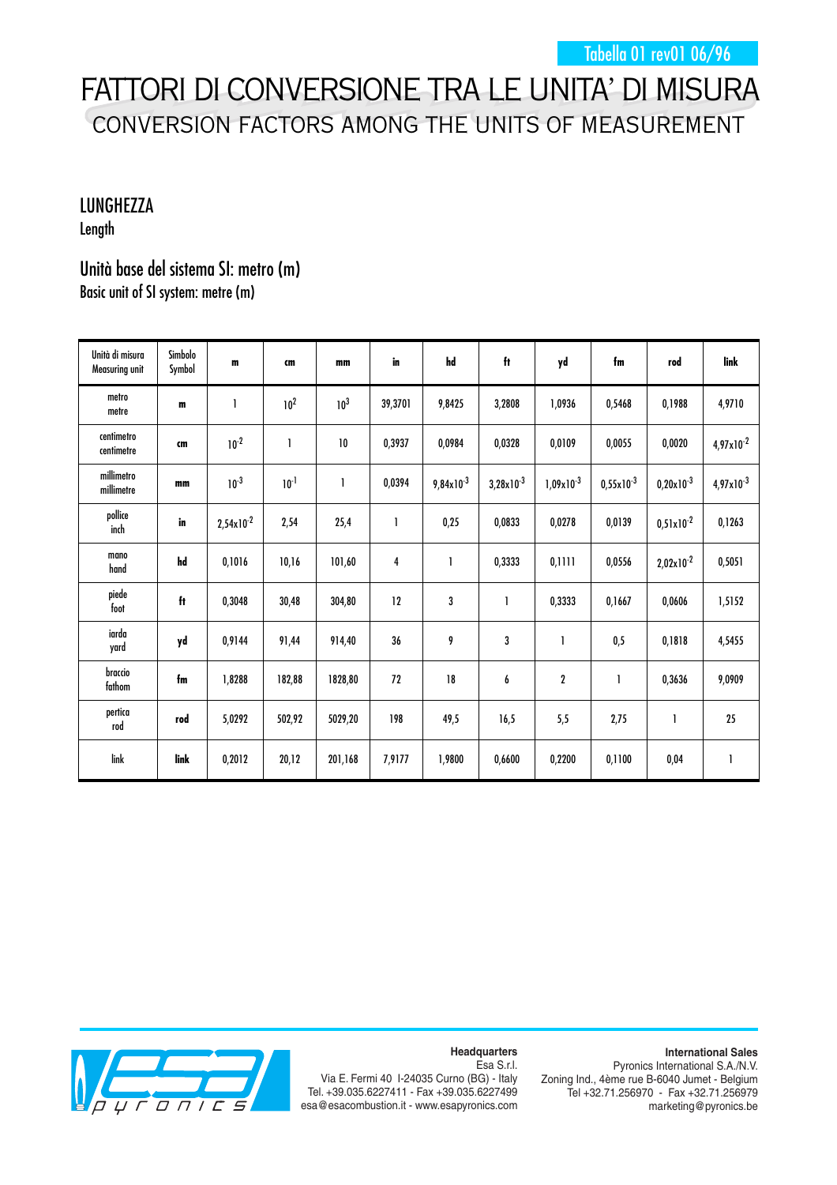Tabella 01 rev01 06/96

# FATTORI DI CONVERSIONE TRA LE UNITA' DI MISURA
## CONVERSION FACTORS AMONG THE UNITS OF MEASUREMENT

### LUNGHEZZA
Length

### Unità base del sistema SI: metro (m)
Basic unit of SI system: metre (m)

| Unità di misura / Measuring unit | Simbolo / Symbol | m | cm | mm | in | hd | ft | yd | fm | rod | link |
|---|---|---|---|---|---|---|---|---|---|---|---|
| metro / metre | **m** | 1 | $10^2$ | $10^3$ | 39,3701 | 9,8425 | 3,2808 | 1,0936 | 0,5468 | 0,1988 | 4,9710 |
| centimetro / centimetre | **cm** | $10^{-2}$ | 1 | 10 | 0,3937 | 0,0984 | 0,0328 | 0,0109 | 0,0055 | 0,0020 | $4{,}97 \times 10^{-2}$ |
| millimetro / millimetre | **mm** | $10^{-3}$ | $10^{-1}$ | 1 | 0,0394 | $9{,}84 \times 10^{-3}$ | $3{,}28 \times 10^{-3}$ | $1{,}09 \times 10^{-3}$ | $0{,}55 \times 10^{-3}$ | $0{,}20 \times 10^{-3}$ | $4{,}97 \times 10^{-3}$ |
| pollice / inch | **in** | $2{,}54 \times 10^{-2}$ | 2,54 | 25,4 | 1 | 0,25 | 0,0833 | 0,0278 | 0,0139 | $0{,}51 \times 10^{-2}$ | 0,1263 |
| mano / hand | **hd** | 0,1016 | 10,16 | 101,60 | 4 | 1 | 0,3333 | 0,1111 | 0,0556 | $2{,}02 \times 10^{-2}$ | 0,5051 |
| piede / foot | **ft** | 0,3048 | 30,48 | 304,80 | 12 | 3 | 1 | 0,3333 | 0,1667 | 0,0606 | 1,5152 |
| iarda / yard | **yd** | 0,9144 | 91,44 | 914,40 | 36 | 9 | 3 | 1 | 0,5 | 0,1818 | 4,5455 |
| braccio / fathom | **fm** | 1,8288 | 182,88 | 1828,80 | 72 | 18 | 6 | 2 | 1 | 0,3636 | 9,0909 |
| pertica / rod | **rod** | 5,0292 | 502,92 | 5029,20 | 198 | 49,5 | 16,5 | 5,5 | 2,75 | 1 | 25 |
| link | **link** | 0,2012 | 20,12 | 201,168 | 7,9177 | 1,9800 | 0,6600 | 0,2200 | 0,1100 | 0,04 | 1 |

**Headquarters**
Esa S.r.l.
Via E. Fermi 40 I-24035 Curno (BG) - Italy
Tel. +39.035.6227411 - Fax +39.035.6227499
esa@esacombustion.it - www.esapyronics.com

**International Sales**
Pyronics International S.A./N.V.
Zoning Ind., 4ème rue B-6040 Jumet - Belgium
Tel +32.71.256970 - Fax +32.71.256979
marketing@pyronics.be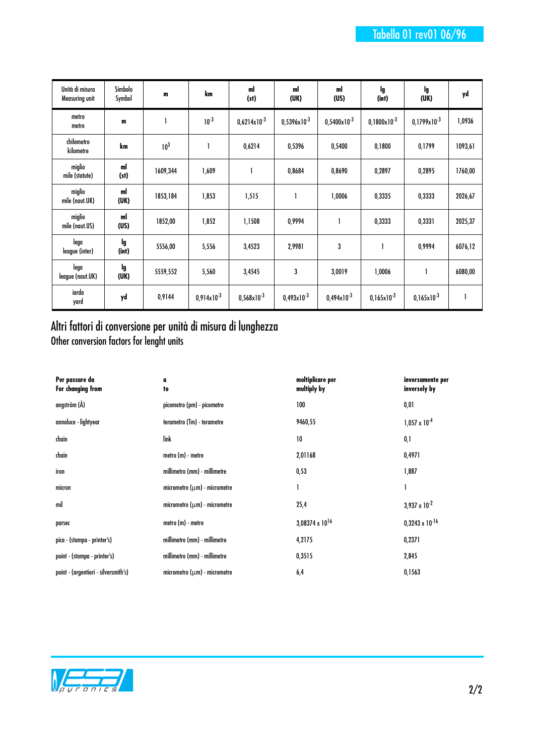| Unità di misura<br>Measuring unit | Simbolo<br>Symbol | m | km | ml<br>(st) | ml<br>(UK) | ml<br>(US) | lg<br>(int) | lg<br>(UK) | yd |
|---|---|---|---|---|---|---|---|---|---|
| metro<br>metre | **m** | 1 | $10^{-3}$ | $0,6214 \times 10^{-3}$ | $0,5396 \times 10^{-3}$ | $0,5400 \times 10^{-3}$ | $0,1800 \times 10^{-3}$ | $0,1799 \times 10^{-3}$ | 1,0936 |
| chilometro<br>kilometre | **km** | $10^{3}$ | 1 | 0,6214 | 0,5396 | 0,5400 | 0,1800 | 0,1799 | 1093,61 |
| miglio<br>mile (statute) | **ml (st)** | 1609,344 | 1,609 | 1 | 0,8684 | 0,8690 | 0,2897 | 0,2895 | 1760,00 |
| miglio<br>mile (naut.UK) | **ml (UK)** | 1853,184 | 1,853 | 1,515 | 1 | 1,0006 | 0,3335 | 0,3333 | 2026,67 |
| miglio<br>mile (naut.US) | **ml (US)** | 1852,00 | 1,852 | 1,1508 | 0,9994 | 1 | 0,3333 | 0,3331 | 2025,37 |
| lega<br>league (inter) | **lg (int)** | 5556,00 | 5,556 | 3,4523 | 2,9981 | 3 | 1 | 0,9994 | 6076,12 |
| lega<br>league (naut.UK) | **lg (UK)** | 5559,552 | 5,560 | 3,4545 | 3 | 3,0019 | 1,0006 | 1 | 6080,00 |
| iarda<br>yard | **yd** | 0,9144 | $0,914 \times 10^{-3}$ | $0,568 \times 10^{-3}$ | $0,493 \times 10^{-3}$ | $0,494 \times 10^{-3}$ | $0,165 \times 10^{-3}$ | $0,165 \times 10^{-3}$ | 1 |

# Altri fattori di conversione per unità di misura di lunghezza

## Other conversion factors for lenght units

| **Per passare da**<br>**For changing from** | **a**<br>**to** | **moltiplicare per**<br>**multiply by** | **inversamente per**<br>**inversely by** |
|---|---|---|---|
| angström (Å) | picometro (pm) - picometre | 100 | 0,01 |
| annoluce - lightyear | terametro (Tm) - terametre | 9460,55 | $1,057 \times 10^{-4}$ |
| chain | link | 10 | 0,1 |
| chain | metro (m) - metre | 2,01168 | 0,4971 |
| iron | millimetro (mm) - millimetre | 0,53 | 1,887 |
| micron | micrometro (µm) - micrometre | 1 | 1 |
| mil | micrometro (µm) - micrometre | 25,4 | $3,937 \times 10^{-2}$ |
| parsec | metro (m) - metre | $3,08374 \times 10^{16}$ | $0,3243 \times 10^{-16}$ |
| pica - (stampa - printer's) | millimetro (mm) - millimetre | 4,2175 | 0,2371 |
| point - (stampa - printer's) | millimetro (mm) - millimetre | 0,3515 | 2,845 |
| point - (argentieri - silversmith's) | micrometro (µm) - micrometre | 6,4 | 0,1563 |